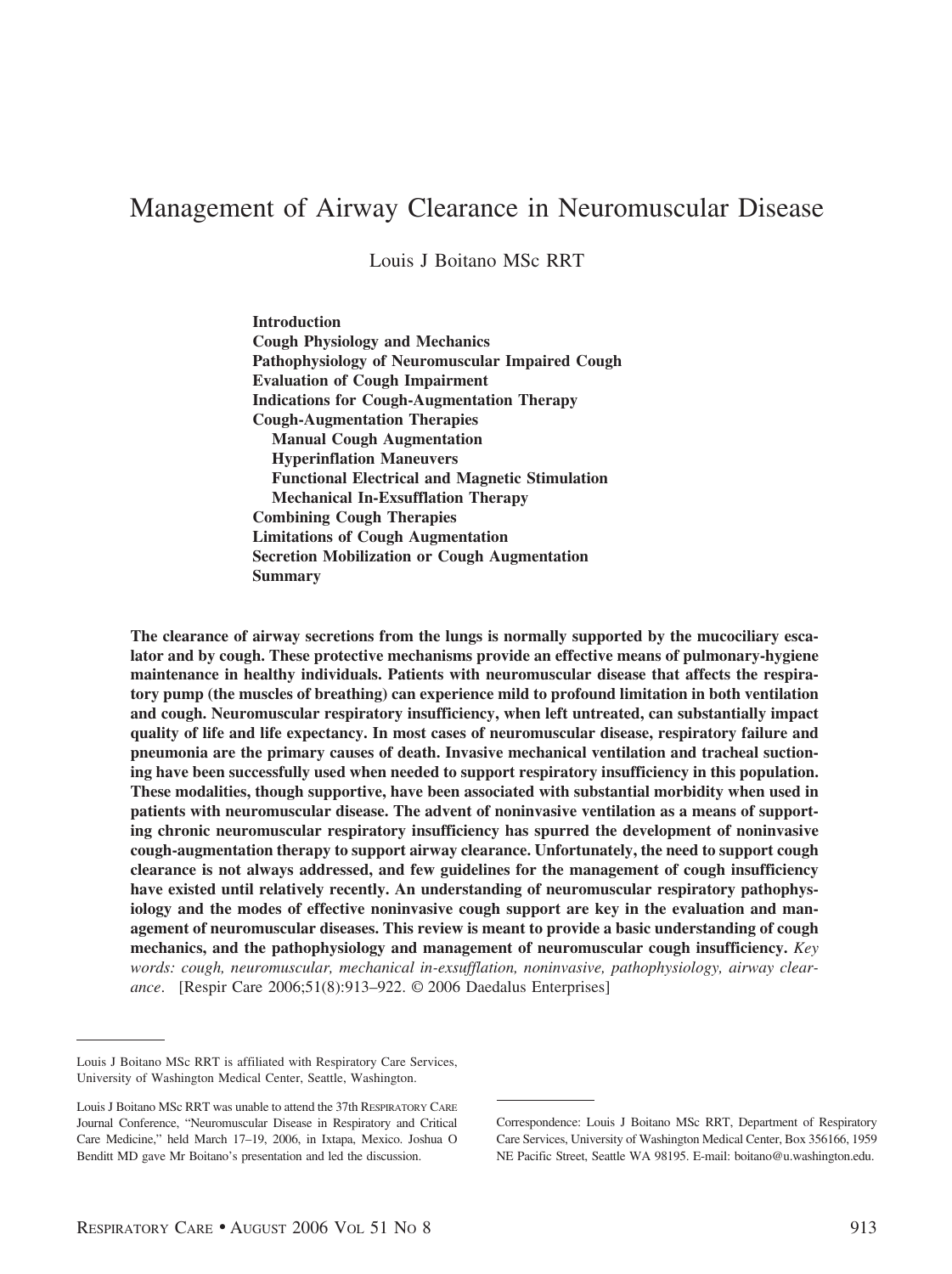# Management of Airway Clearance in Neuromuscular Disease

Louis J Boitano MSc RRT

**Introduction**
**Cough Physiology and Mechanics**
**Pathophysiology of Neuromuscular Impaired Cough**
**Evaluation of Cough Impairment**
**Indications for Cough-Augmentation Therapy**
**Cough-Augmentation Therapies**
- **Manual Cough Augmentation**
- **Hyperinflation Maneuvers**
- **Functional Electrical and Magnetic Stimulation**
- **Mechanical In-Exsufflation Therapy**

**Combining Cough Therapies**
**Limitations of Cough Augmentation**
**Secretion Mobilization or Cough Augmentation**
**Summary**

**The clearance of airway secretions from the lungs is normally supported by the mucociliary escalator and by cough. These protective mechanisms provide an effective means of pulmonary-hygiene maintenance in healthy individuals. Patients with neuromuscular disease that affects the respiratory pump (the muscles of breathing) can experience mild to profound limitation in both ventilation and cough. Neuromuscular respiratory insufficiency, when left untreated, can substantially impact quality of life and life expectancy. In most cases of neuromuscular disease, respiratory failure and pneumonia are the primary causes of death. Invasive mechanical ventilation and tracheal suctioning have been successfully used when needed to support respiratory insufficiency in this population. These modalities, though supportive, have been associated with substantial morbidity when used in patients with neuromuscular disease. The advent of noninvasive ventilation as a means of supporting chronic neuromuscular respiratory insufficiency has spurred the development of noninvasive cough-augmentation therapy to support airway clearance. Unfortunately, the need to support cough clearance is not always addressed, and few guidelines for the management of cough insufficiency have existed until relatively recently. An understanding of neuromuscular respiratory pathophysiology and the modes of effective noninvasive cough support are key in the evaluation and management of neuromuscular diseases. This review is meant to provide a basic understanding of cough mechanics, and the pathophysiology and management of neuromuscular cough insufficiency.** *Key words: cough, neuromuscular, mechanical in-exsufflation, noninvasive, pathophysiology, airway clearance*. [Respir Care 2006;51(8):913–922. © 2006 Daedalus Enterprises]

---

Louis J Boitano MSc RRT is affiliated with Respiratory Care Services, University of Washington Medical Center, Seattle, Washington.

Louis J Boitano MSc RRT was unable to attend the 37th RESPIRATORY CARE Journal Conference, "Neuromuscular Disease in Respiratory and Critical Care Medicine," held March 17–19, 2006, in Ixtapa, Mexico. Joshua O Benditt MD gave Mr Boitano's presentation and led the discussion.

Correspondence: Louis J Boitano MSc RRT, Department of Respiratory Care Services, University of Washington Medical Center, Box 356166, 1959 NE Pacific Street, Seattle WA 98195. E-mail: boitano@u.washington.edu.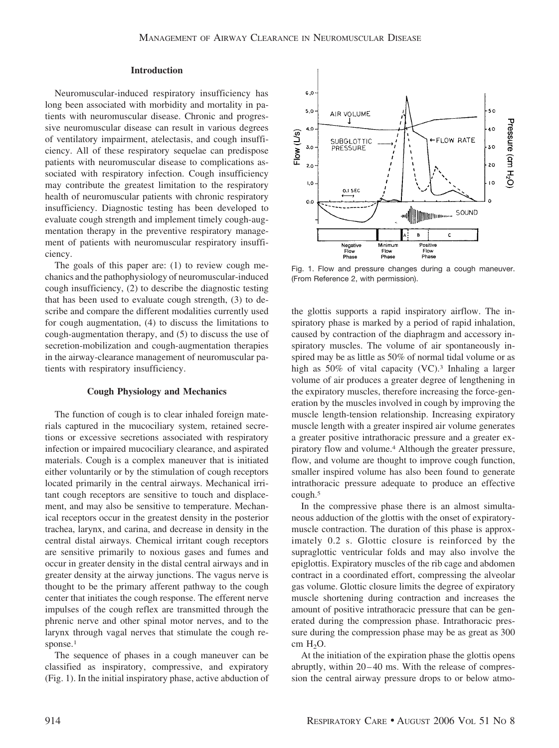## Introduction

Neuromuscular-induced respiratory insufficiency has long been associated with morbidity and mortality in patients with neuromuscular disease. Chronic and progressive neuromuscular disease can result in various degrees of ventilatory impairment, atelectasis, and cough insufficiency. All of these respiratory sequelae can predispose patients with neuromuscular disease to complications associated with respiratory infection. Cough insufficiency may contribute the greatest limitation to the respiratory health of neuromuscular patients with chronic respiratory insufficiency. Diagnostic testing has been developed to evaluate cough strength and implement timely cough-augmentation therapy in the preventive respiratory management of patients with neuromuscular respiratory insufficiency.

The goals of this paper are: (1) to review cough mechanics and the pathophysiology of neuromuscular-induced cough insufficiency, (2) to describe the diagnostic testing that has been used to evaluate cough strength, (3) to describe and compare the different modalities currently used for cough augmentation, (4) to discuss the limitations to cough-augmentation therapy, and (5) to discuss the use of secretion-mobilization and cough-augmentation therapies in the airway-clearance management of neuromuscular patients with respiratory insufficiency.

## Cough Physiology and Mechanics

The function of cough is to clear inhaled foreign materials captured in the mucociliary system, retained secretions or excessive secretions associated with respiratory infection or impaired mucociliary clearance, and aspirated materials. Cough is a complex maneuver that is initiated either voluntarily or by the stimulation of cough receptors located primarily in the central airways. Mechanical irritant cough receptors are sensitive to touch and displacement, and may also be sensitive to temperature. Mechanical receptors occur in the greatest density in the posterior trachea, larynx, and carina, and decrease in density in the central distal airways. Chemical irritant cough receptors are sensitive primarily to noxious gases and fumes and occur in greater density in the distal central airways and in greater density at the airway junctions. The vagus nerve is thought to be the primary afferent pathway to the cough center that initiates the cough response. The efferent nerve impulses of the cough reflex are transmitted through the phrenic nerve and other spinal motor nerves, and to the larynx through vagal nerves that stimulate the cough response.[1]

The sequence of phases in a cough maneuver can be classified as inspiratory, compressive, and expiratory (Fig. 1). In the initial inspiratory phase, active abduction of the glottis supports a rapid inspiratory airflow. The inspiratory phase is marked by a period of rapid inhalation, caused by contraction of the diaphragm and accessory inspiratory muscles. The volume of air spontaneously inspired may be as little as 50% of normal tidal volume or as high as 50% of vital capacity (VC).[3] Inhaling a larger volume of air produces a greater degree of lengthening in the expiratory muscles, therefore increasing the force-generation by the muscles involved in cough by improving the muscle length-tension relationship. Increasing expiratory muscle length with a greater inspired air volume generates a greater positive intrathoracic pressure and a greater expiratory flow and volume.[4] Although the greater pressure, flow, and volume are thought to improve cough function, smaller inspired volume has also been found to generate intrathoracic pressure adequate to produce an effective cough.[5]

Fig. 1. Flow and pressure changes during a cough maneuver. (From Reference 2, with permission).

In the compressive phase there is an almost simultaneous adduction of the glottis with the onset of expiratory-muscle contraction. The duration of this phase is approximately 0.2 s. Glottic closure is reinforced by the supraglottic ventricular folds and may also involve the epiglottis. Expiratory muscles of the rib cage and abdomen contract in a coordinated effort, compressing the alveolar gas volume. Glottic closure limits the degree of expiratory muscle shortening during contraction and increases the amount of positive intrathoracic pressure that can be generated during the compression phase. Intrathoracic pressure during the compression phase may be as great as 300 cm $H_2O$.

At the initiation of the expiration phase the glottis opens abruptly, within 20–40 ms. With the release of compression the central airway pressure drops to or below atmo-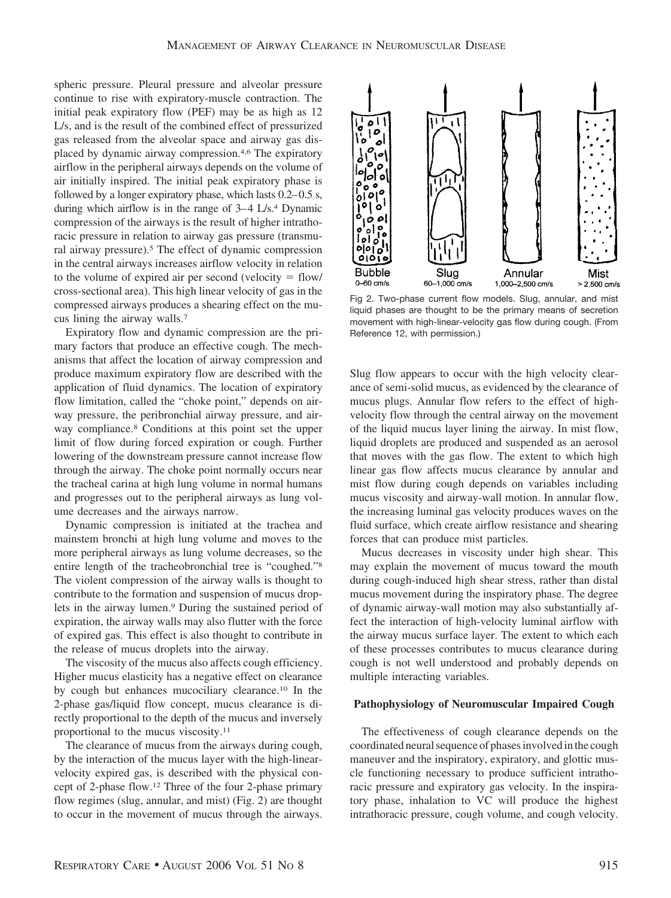spheric pressure. Pleural pressure and alveolar pressure continue to rise with expiratory-muscle contraction. The initial peak expiratory flow (PEF) may be as high as 12 L/s, and is the result of the combined effect of pressurized gas released from the alveolar space and airway gas displaced by dynamic airway compression.[4,6] The expiratory airflow in the peripheral airways depends on the volume of air initially inspired. The initial peak expiratory phase is followed by a longer expiratory phase, which lasts 0.2–0.5 s, during which airflow is in the range of 3–4 L/s.[4] Dynamic compression of the airways is the result of higher intrathoracic pressure in relation to airway gas pressure (transmural airway pressure).[5] The effect of dynamic compression in the central airways increases airflow velocity in relation to the volume of expired air per second (velocity = flow/cross-sectional area). This high linear velocity of gas in the compressed airways produces a shearing effect on the mucus lining the airway walls.[7]

Expiratory flow and dynamic compression are the primary factors that produce an effective cough. The mechanisms that affect the location of airway compression and produce maximum expiratory flow are described with the application of fluid dynamics. The location of expiratory flow limitation, called the "choke point," depends on airway pressure, the peribronchial airway pressure, and airway compliance.[8] Conditions at this point set the upper limit of flow during forced expiration or cough. Further lowering of the downstream pressure cannot increase flow through the airway. The choke point normally occurs near the tracheal carina at high lung volume in normal humans and progresses out to the peripheral airways as lung volume decreases and the airways narrow.

Dynamic compression is initiated at the trachea and mainstem bronchi at high lung volume and moves to the more peripheral airways as lung volume decreases, so the entire length of the tracheobronchial tree is "coughed."[8] The violent compression of the airway walls is thought to contribute to the formation and suspension of mucus droplets in the airway lumen.[9] During the sustained period of expiration, the airway walls may also flutter with the force of expired gas. This effect is also thought to contribute in the release of mucus droplets into the airway.

The viscosity of the mucus also affects cough efficiency. Higher mucus elasticity has a negative effect on clearance by cough but enhances mucociliary clearance.[10] In the 2-phase gas/liquid flow concept, mucus clearance is directly proportional to the depth of the mucus and inversely proportional to the mucus viscosity.[11]

The clearance of mucus from the airways during cough, by the interaction of the mucus layer with the high-linear-velocity expired gas, is described with the physical concept of 2-phase flow.[12] Three of the four 2-phase primary flow regimes (slug, annular, and mist) (Fig. 2) are thought to occur in the movement of mucus through the airways.

Bubble 0–60 cm/s | Slug 60–1,000 cm/s | Annular 1,000–2,500 cm/s | Mist > 2,500 cm/s

Fig 2. Two-phase current flow models. Slug, annular, and mist liquid phases are thought to be the primary means of secretion movement with high-linear-velocity gas flow during cough. (From Reference 12, with permission.)

Slug flow appears to occur with the high velocity clearance of semi-solid mucus, as evidenced by the clearance of mucus plugs. Annular flow refers to the effect of high-velocity flow through the central airway on the movement of the liquid mucus layer lining the airway. In mist flow, liquid droplets are produced and suspended as an aerosol that moves with the gas flow. The extent to which high linear gas flow affects mucus clearance by annular and mist flow during cough depends on variables including mucus viscosity and airway-wall motion. In annular flow, the increasing luminal gas velocity produces waves on the fluid surface, which create airflow resistance and shearing forces that can produce mist particles.

Mucus decreases in viscosity under high shear. This may explain the movement of mucus toward the mouth during cough-induced high shear stress, rather than distal mucus movement during the inspiratory phase. The degree of dynamic airway-wall motion may also substantially affect the interaction of high-velocity luminal airflow with the airway mucus surface layer. The extent to which each of these processes contributes to mucus clearance during cough is not well understood and probably depends on multiple interacting variables.

### Pathophysiology of Neuromuscular Impaired Cough

The effectiveness of cough clearance depends on the coordinated neural sequence of phases involved in the cough maneuver and the inspiratory, expiratory, and glottic muscle functioning necessary to produce sufficient intrathoracic pressure and expiratory gas velocity. In the inspiratory phase, inhalation to VC will produce the highest intrathoracic pressure, cough volume, and cough velocity.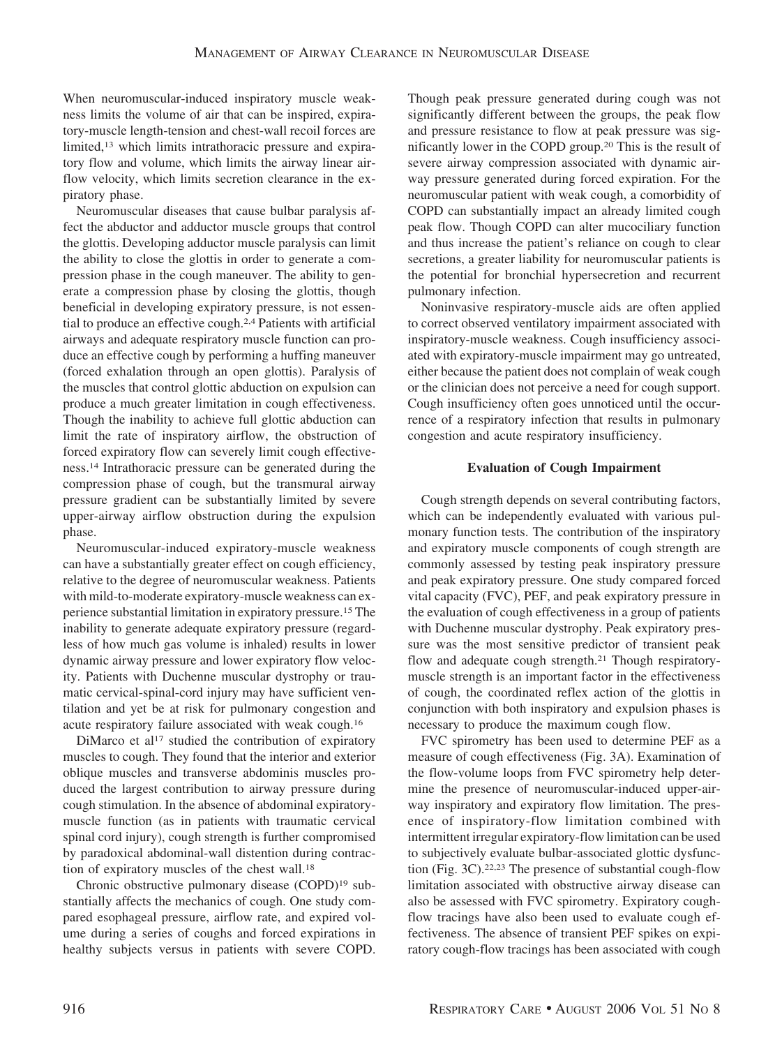When neuromuscular-induced inspiratory muscle weakness limits the volume of air that can be inspired, expiratory-muscle length-tension and chest-wall recoil forces are limited,[13] which limits intrathoracic pressure and expiratory flow and volume, which limits the airway linear airflow velocity, which limits secretion clearance in the expiratory phase.

Neuromuscular diseases that cause bulbar paralysis affect the abductor and adductor muscle groups that control the glottis. Developing adductor muscle paralysis can limit the ability to close the glottis in order to generate a compression phase in the cough maneuver. The ability to generate a compression phase by closing the glottis, though beneficial in developing expiratory pressure, is not essential to produce an effective cough.[2,4] Patients with artificial airways and adequate respiratory muscle function can produce an effective cough by performing a huffing maneuver (forced exhalation through an open glottis). Paralysis of the muscles that control glottic abduction on expulsion can produce a much greater limitation in cough effectiveness. Though the inability to achieve full glottic abduction can limit the rate of inspiratory airflow, the obstruction of forced expiratory flow can severely limit cough effectiveness.[14] Intrathoracic pressure can be generated during the compression phase of cough, but the transmural airway pressure gradient can be substantially limited by severe upper-airway airflow obstruction during the expulsion phase.

Neuromuscular-induced expiratory-muscle weakness can have a substantially greater effect on cough efficiency, relative to the degree of neuromuscular weakness. Patients with mild-to-moderate expiratory-muscle weakness can experience substantial limitation in expiratory pressure.[15] The inability to generate adequate expiratory pressure (regardless of how much gas volume is inhaled) results in lower dynamic airway pressure and lower expiratory flow velocity. Patients with Duchenne muscular dystrophy or traumatic cervical-spinal-cord injury may have sufficient ventilation and yet be at risk for pulmonary congestion and acute respiratory failure associated with weak cough.[16]

DiMarco et al[17] studied the contribution of expiratory muscles to cough. They found that the interior and exterior oblique muscles and transverse abdominis muscles produced the largest contribution to airway pressure during cough stimulation. In the absence of abdominal expiratory-muscle function (as in patients with traumatic cervical spinal cord injury), cough strength is further compromised by paradoxical abdominal-wall distention during contraction of expiratory muscles of the chest wall.[18]

Chronic obstructive pulmonary disease (COPD)[19] substantially affects the mechanics of cough. One study compared esophageal pressure, airflow rate, and expired volume during a series of coughs and forced expirations in healthy subjects versus in patients with severe COPD. Though peak pressure generated during cough was not significantly different between the groups, the peak flow and pressure resistance to flow at peak pressure was significantly lower in the COPD group.[20] This is the result of severe airway compression associated with dynamic airway pressure generated during forced expiration. For the neuromuscular patient with weak cough, a comorbidity of COPD can substantially impact an already limited cough peak flow. Though COPD can alter mucociliary function and thus increase the patient's reliance on cough to clear secretions, a greater liability for neuromuscular patients is the potential for bronchial hypersecretion and recurrent pulmonary infection.

Noninvasive respiratory-muscle aids are often applied to correct observed ventilatory impairment associated with inspiratory-muscle weakness. Cough insufficiency associated with expiratory-muscle impairment may go untreated, either because the patient does not complain of weak cough or the clinician does not perceive a need for cough support. Cough insufficiency often goes unnoticed until the occurrence of a respiratory infection that results in pulmonary congestion and acute respiratory insufficiency.

## Evaluation of Cough Impairment

Cough strength depends on several contributing factors, which can be independently evaluated with various pulmonary function tests. The contribution of the inspiratory and expiratory muscle components of cough strength are commonly assessed by testing peak inspiratory pressure and peak expiratory pressure. One study compared forced vital capacity (FVC), PEF, and peak expiratory pressure in the evaluation of cough effectiveness in a group of patients with Duchenne muscular dystrophy. Peak expiratory pressure was the most sensitive predictor of transient peak flow and adequate cough strength.[21] Though respiratory-muscle strength is an important factor in the effectiveness of cough, the coordinated reflex action of the glottis in conjunction with both inspiratory and expulsion phases is necessary to produce the maximum cough flow.

FVC spirometry has been used to determine PEF as a measure of cough effectiveness (Fig. 3A). Examination of the flow-volume loops from FVC spirometry help determine the presence of neuromuscular-induced upper-airway inspiratory and expiratory flow limitation. The presence of inspiratory-flow limitation combined with intermittent irregular expiratory-flow limitation can be used to subjectively evaluate bulbar-associated glottic dysfunction (Fig. 3C).[22,23] The presence of substantial cough-flow limitation associated with obstructive airway disease can also be assessed with FVC spirometry. Expiratory cough-flow tracings have also been used to evaluate cough effectiveness. The absence of transient PEF spikes on expiratory cough-flow tracings has been associated with cough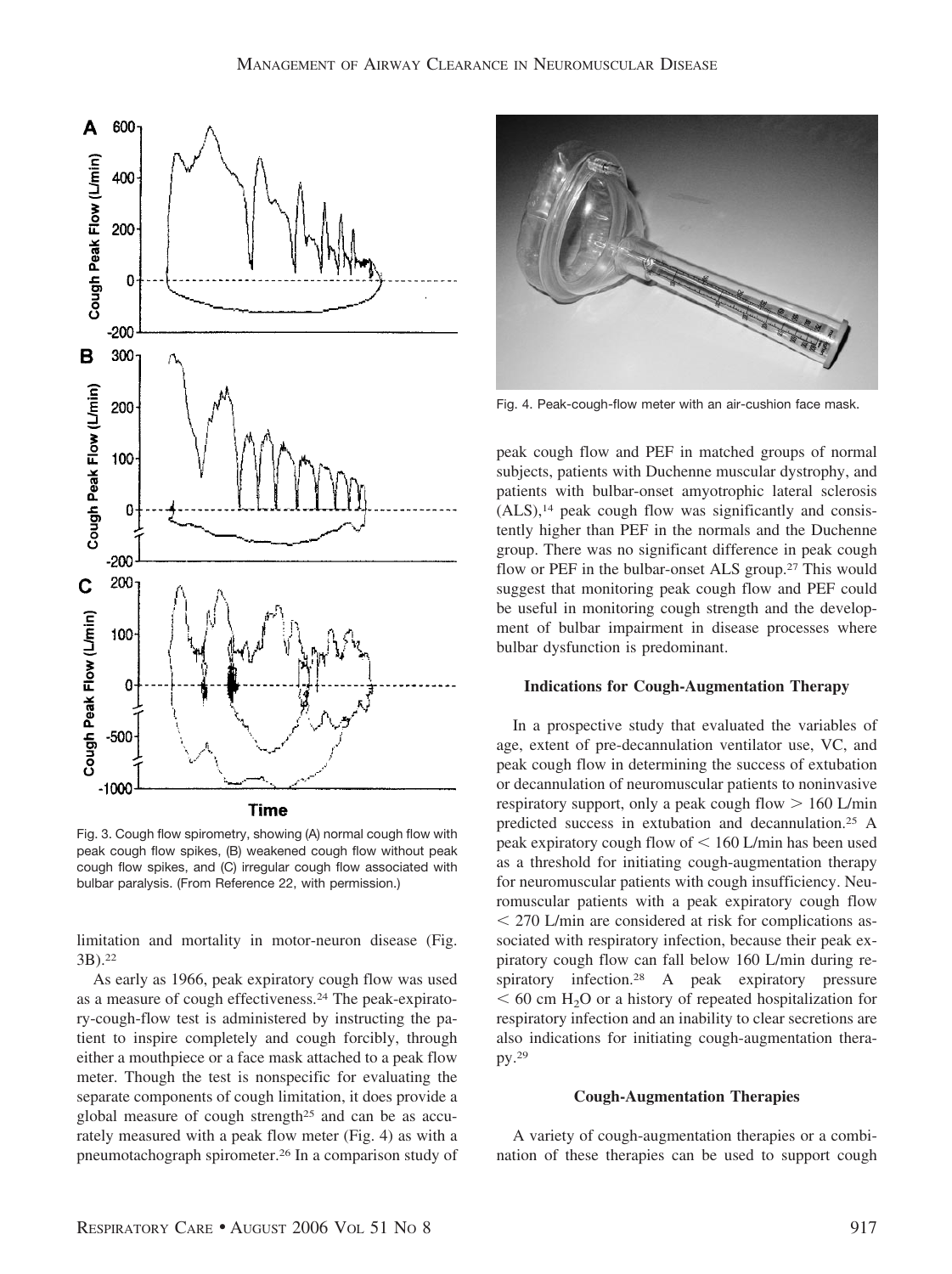Fig. 3. Cough flow spirometry, showing (A) normal cough flow with peak cough flow spikes, (B) weakened cough flow without peak cough flow spikes, and (C) irregular cough flow associated with bulbar paralysis. (From Reference 22, with permission.)

limitation and mortality in motor-neuron disease (Fig. 3B).[22]

As early as 1966, peak expiratory cough flow was used as a measure of cough effectiveness.[24] The peak-expiratory-cough-flow test is administered by instructing the patient to inspire completely and cough forcibly, through either a mouthpiece or a face mask attached to a peak flow meter. Though the test is nonspecific for evaluating the separate components of cough limitation, it does provide a global measure of cough strength[25] and can be as accurately measured with a peak flow meter (Fig. 4) as with a pneumotachograph spirometer.[26] In a comparison study of peak cough flow and PEF in matched groups of normal subjects, patients with Duchenne muscular dystrophy, and patients with bulbar-onset amyotrophic lateral sclerosis (ALS),[14] peak cough flow was significantly and consistently higher than PEF in the normals and the Duchenne group. There was no significant difference in peak cough flow or PEF in the bulbar-onset ALS group.[27] This would suggest that monitoring peak cough flow and PEF could be useful in monitoring cough strength and the development of bulbar impairment in disease processes where bulbar dysfunction is predominant.

Fig. 4. Peak-cough-flow meter with an air-cushion face mask.

### Indications for Cough-Augmentation Therapy

In a prospective study that evaluated the variables of age, extent of pre-decannulation ventilator use, VC, and peak cough flow in determining the success of extubation or decannulation of neuromuscular patients to noninvasive respiratory support, only a peak cough flow > 160 L/min predicted success in extubation and decannulation.[25] A peak expiratory cough flow of < 160 L/min has been used as a threshold for initiating cough-augmentation therapy for neuromuscular patients with cough insufficiency. Neuromuscular patients with a peak expiratory cough flow < 270 L/min are considered at risk for complications associated with respiratory infection, because their peak expiratory cough flow can fall below 160 L/min during respiratory infection.[28] A peak expiratory pressure < 60 cm $H_2O$ or a history of repeated hospitalization for respiratory infection and an inability to clear secretions are also indications for initiating cough-augmentation therapy.[29]

### Cough-Augmentation Therapies

A variety of cough-augmentation therapies or a combination of these therapies can be used to support cough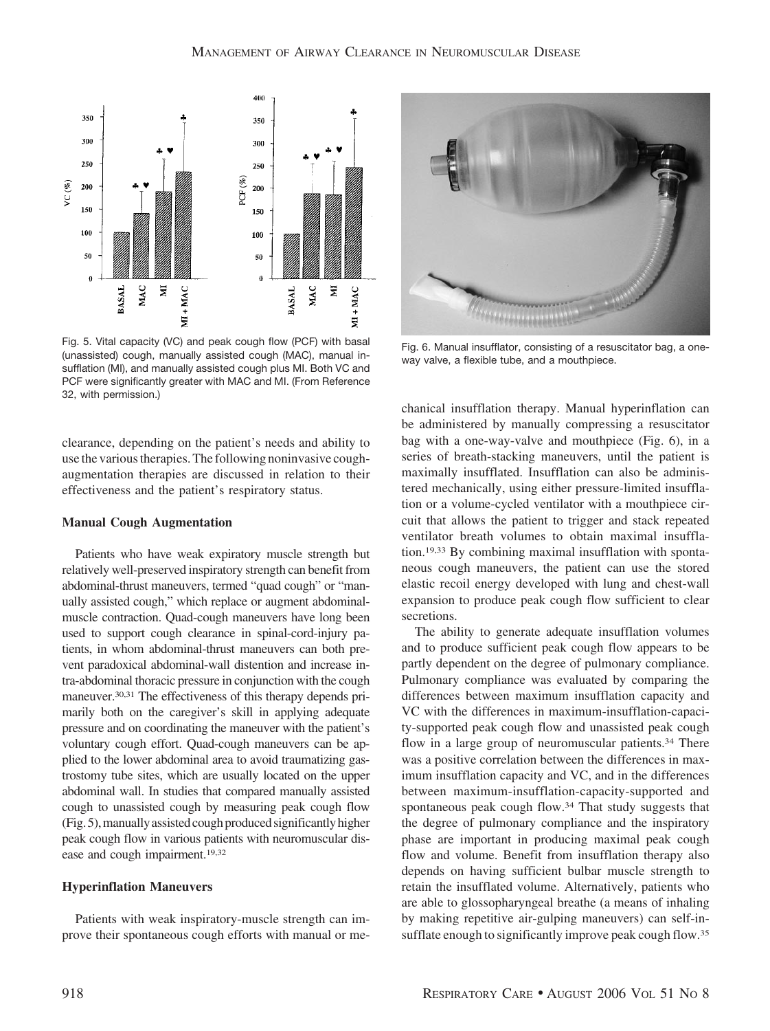Fig. 5. Vital capacity (VC) and peak cough flow (PCF) with basal (unassisted) cough, manually assisted cough (MAC), manual insufflation (MI), and manually assisted cough plus MI. Both VC and PCF were significantly greater with MAC and MI. (From Reference 32, with permission.)

Fig. 6. Manual insufflator, consisting of a resuscitator bag, a one-way valve, a flexible tube, and a mouthpiece.

clearance, depending on the patient's needs and ability to use the various therapies. The following noninvasive cough-augmentation therapies are discussed in relation to their effectiveness and the patient's respiratory status.

### Manual Cough Augmentation

Patients who have weak expiratory muscle strength but relatively well-preserved inspiratory strength can benefit from abdominal-thrust maneuvers, termed "quad cough" or "manually assisted cough," which replace or augment abdominal-muscle contraction. Quad-cough maneuvers have long been used to support cough clearance in spinal-cord-injury patients, in whom abdominal-thrust maneuvers can both prevent paradoxical abdominal-wall distention and increase intra-abdominal thoracic pressure in conjunction with the cough maneuver.[30,31] The effectiveness of this therapy depends primarily both on the caregiver's skill in applying adequate pressure and on coordinating the maneuver with the patient's voluntary cough effort. Quad-cough maneuvers can be applied to the lower abdominal area to avoid traumatizing gastrostomy tube sites, which are usually located on the upper abdominal wall. In studies that compared manually assisted cough to unassisted cough by measuring peak cough flow (Fig. 5), manually assisted cough produced significantly higher peak cough flow in various patients with neuromuscular disease and cough impairment.[19,32]

### Hyperinflation Maneuvers

Patients with weak inspiratory-muscle strength can improve their spontaneous cough efforts with manual or mechanical insufflation therapy. Manual hyperinflation can be administered by manually compressing a resuscitator bag with a one-way-valve and mouthpiece (Fig. 6), in a series of breath-stacking maneuvers, until the patient is maximally insufflated. Insufflation can also be administered mechanically, using either pressure-limited insufflation or a volume-cycled ventilator with a mouthpiece circuit that allows the patient to trigger and stack repeated ventilator breath volumes to obtain maximal insufflation.[19,33] By combining maximal insufflation with spontaneous cough maneuvers, the patient can use the stored elastic recoil energy developed with lung and chest-wall expansion to produce peak cough flow sufficient to clear secretions.

The ability to generate adequate insufflation volumes and to produce sufficient peak cough flow appears to be partly dependent on the degree of pulmonary compliance. Pulmonary compliance was evaluated by comparing the differences between maximum insufflation capacity and VC with the differences in maximum-insufflation-capacity-supported peak cough flow and unassisted peak cough flow in a large group of neuromuscular patients.[34] There was a positive correlation between the differences in maximum insufflation capacity and VC, and in the differences between maximum-insufflation-capacity-supported and spontaneous peak cough flow.[34] That study suggests that the degree of pulmonary compliance and the inspiratory phase are important in producing maximal peak cough flow and volume. Benefit from insufflation therapy also depends on having sufficient bulbar muscle strength to retain the insufflated volume. Alternatively, patients who are able to glossopharyngeal breathe (a means of inhaling by making repetitive air-gulping maneuvers) can self-insufflate enough to significantly improve peak cough flow.[35]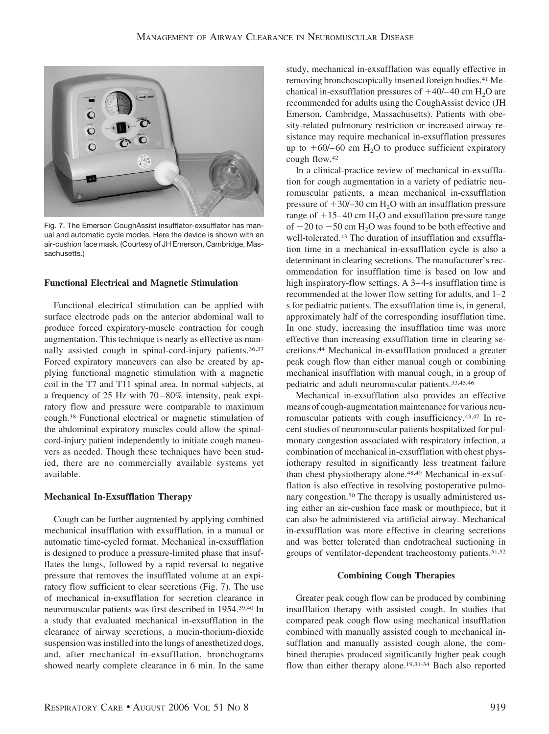Fig. 7. The Emerson CoughAssist insufflator-exsufflator has manual and automatic cycle modes. Here the device is shown with an air-cushion face mask. (Courtesy of JH Emerson, Cambridge, Massachusetts.)

### Functional Electrical and Magnetic Stimulation

Functional electrical stimulation can be applied with surface electrode pads on the anterior abdominal wall to produce forced expiratory-muscle contraction for cough augmentation. This technique is nearly as effective as manually assisted cough in spinal-cord-injury patients.[36,37] Forced expiratory maneuvers can also be created by applying functional magnetic stimulation with a magnetic coil in the T7 and T11 spinal area. In normal subjects, at a frequency of 25 Hz with 70–80% intensity, peak expiratory flow and pressure were comparable to maximum cough.[38] Functional electrical or magnetic stimulation of the abdominal expiratory muscles could allow the spinal-cord-injury patient independently to initiate cough maneuvers as needed. Though these techniques have been studied, there are no commercially available systems yet available.

### Mechanical In-Exsufflation Therapy

Cough can be further augmented by applying combined mechanical insufflation with exsufflation, in a manual or automatic time-cycled format. Mechanical in-exsufflation is designed to produce a pressure-limited phase that insufflates the lungs, followed by a rapid reversal to negative pressure that removes the insufflated volume at an expiratory flow sufficient to clear secretions (Fig. 7). The use of mechanical in-exsufflation for secretion clearance in neuromuscular patients was first described in 1954.[39,40] In a study that evaluated mechanical in-exsufflation in the clearance of airway secretions, a mucin-thorium-dioxide suspension was instilled into the lungs of anesthetized dogs, and, after mechanical in-exsufflation, bronchograms showed nearly complete clearance in 6 min. In the same study, mechanical in-exsufflation was equally effective in removing bronchoscopically inserted foreign bodies.[41] Mechanical in-exsufflation pressures of +40/–40 cm $H_2O$ are recommended for adults using the CoughAssist device (JH Emerson, Cambridge, Massachusetts). Patients with obesity-related pulmonary restriction or increased airway resistance may require mechanical in-exsufflation pressures up to +60/–60 cm $H_2O$ to produce sufficient expiratory cough flow.[42]

In a clinical-practice review of mechanical in-exsufflation for cough augmentation in a variety of pediatric neuromuscular patients, a mean mechanical in-exsufflation pressure of +30/–30 cm $H_2O$ with an insufflation pressure range of +15–40 cm $H_2O$ and exsufflation pressure range of −20 to −50 cm $H_2O$ was found to be both effective and well-tolerated.[43] The duration of insufflation and exsufflation time in a mechanical in-exsufflation cycle is also a determinant in clearing secretions. The manufacturer's recommendation for insufflation time is based on low and high inspiratory-flow settings. A 3–4-s insufflation time is recommended at the lower flow setting for adults, and 1–2 s for pediatric patients. The exsufflation time is, in general, approximately half of the corresponding insufflation time. In one study, increasing the insufflation time was more effective than increasing exsufflation time in clearing secretions.[44] Mechanical in-exsufflation produced a greater peak cough flow than either manual cough or combining mechanical insufflation with manual cough, in a group of pediatric and adult neuromuscular patients.[33,45,46]

Mechanical in-exsufflation also provides an effective means of cough-augmentation maintenance for various neuromuscular patients with cough insufficiency.[43,47] In recent studies of neuromuscular patients hospitalized for pulmonary congestion associated with respiratory infection, a combination of mechanical in-exsufflation with chest physiotherapy resulted in significantly less treatment failure than chest physiotherapy alone.[48,49] Mechanical in-exsufflation is also effective in resolving postoperative pulmonary congestion.[50] The therapy is usually administered using either an air-cushion face mask or mouthpiece, but it can also be administered via artificial airway. Mechanical in-exsufflation was more effective in clearing secretions and was better tolerated than endotracheal suctioning in groups of ventilator-dependent tracheostomy patients.[51,52]

### Combining Cough Therapies

Greater peak cough flow can be produced by combining insufflation therapy with assisted cough. In studies that compared peak cough flow using mechanical insufflation combined with manually assisted cough to mechanical insufflation and manually assisted cough alone, the combined therapies produced significantly higher peak cough flow than either therapy alone.[19,31-34] Bach also reported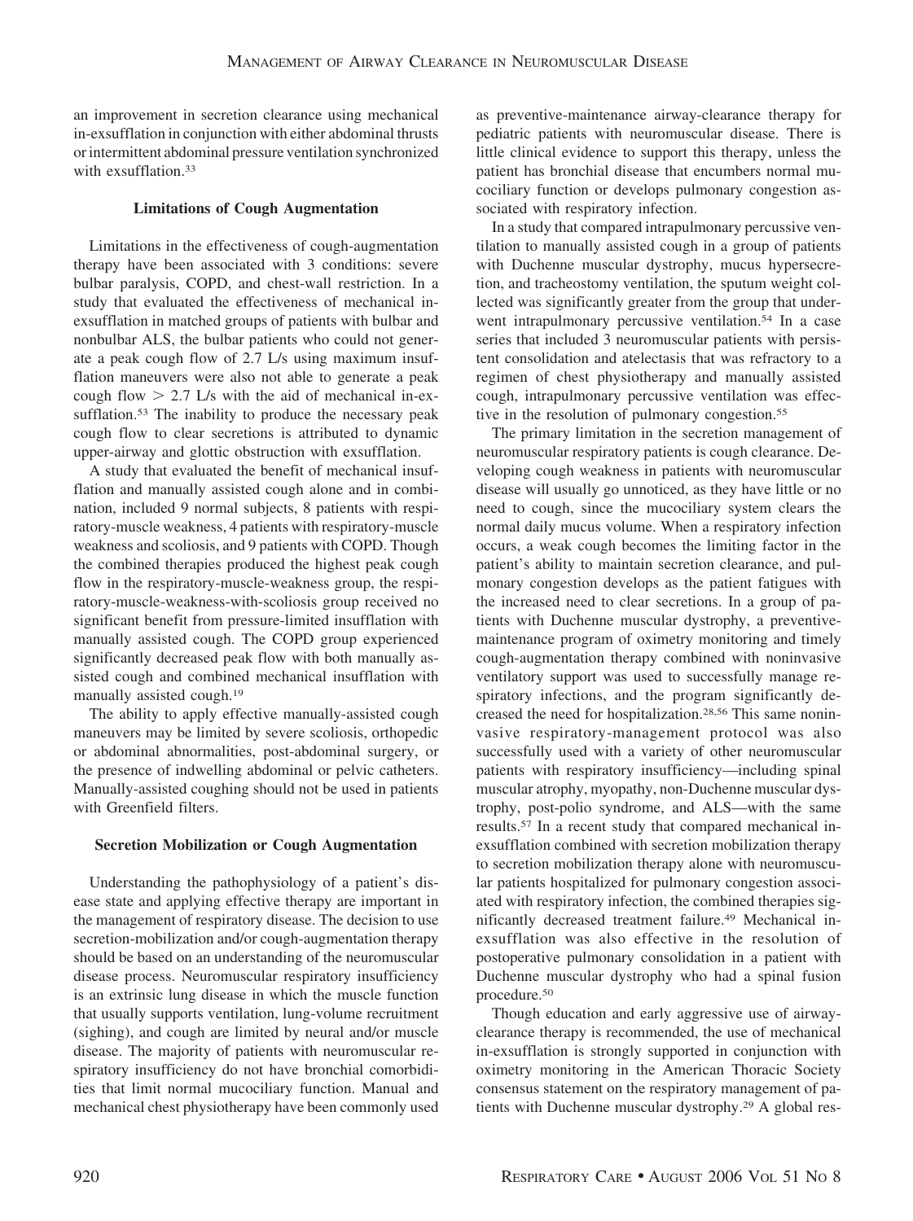an improvement in secretion clearance using mechanical in-exsufflation in conjunction with either abdominal thrusts or intermittent abdominal pressure ventilation synchronized with exsufflation.[33]

### Limitations of Cough Augmentation

Limitations in the effectiveness of cough-augmentation therapy have been associated with 3 conditions: severe bulbar paralysis, COPD, and chest-wall restriction. In a study that evaluated the effectiveness of mechanical in-exsufflation in matched groups of patients with bulbar and nonbulbar ALS, the bulbar patients who could not generate a peak cough flow of 2.7 L/s using maximum insufflation maneuvers were also not able to generate a peak cough flow > 2.7 L/s with the aid of mechanical in-exsufflation.[53] The inability to produce the necessary peak cough flow to clear secretions is attributed to dynamic upper-airway and glottic obstruction with exsufflation.

A study that evaluated the benefit of mechanical insufflation and manually assisted cough alone and in combination, included 9 normal subjects, 8 patients with respiratory-muscle weakness, 4 patients with respiratory-muscle weakness and scoliosis, and 9 patients with COPD. Though the combined therapies produced the highest peak cough flow in the respiratory-muscle-weakness group, the respiratory-muscle-weakness-with-scoliosis group received no significant benefit from pressure-limited insufflation with manually assisted cough. The COPD group experienced significantly decreased peak flow with both manually assisted cough and combined mechanical insufflation with manually assisted cough.[19]

The ability to apply effective manually-assisted cough maneuvers may be limited by severe scoliosis, orthopedic or abdominal abnormalities, post-abdominal surgery, or the presence of indwelling abdominal or pelvic catheters. Manually-assisted coughing should not be used in patients with Greenfield filters.

### Secretion Mobilization or Cough Augmentation

Understanding the pathophysiology of a patient's disease state and applying effective therapy are important in the management of respiratory disease. The decision to use secretion-mobilization and/or cough-augmentation therapy should be based on an understanding of the neuromuscular disease process. Neuromuscular respiratory insufficiency is an extrinsic lung disease in which the muscle function that usually supports ventilation, lung-volume recruitment (sighing), and cough are limited by neural and/or muscle disease. The majority of patients with neuromuscular respiratory insufficiency do not have bronchial comorbidities that limit normal mucociliary function. Manual and mechanical chest physiotherapy have been commonly used as preventive-maintenance airway-clearance therapy for pediatric patients with neuromuscular disease. There is little clinical evidence to support this therapy, unless the patient has bronchial disease that encumbers normal mucociliary function or develops pulmonary congestion associated with respiratory infection.

In a study that compared intrapulmonary percussive ventilation to manually assisted cough in a group of patients with Duchenne muscular dystrophy, mucus hypersecretion, and tracheostomy ventilation, the sputum weight collected was significantly greater from the group that underwent intrapulmonary percussive ventilation.[54] In a case series that included 3 neuromuscular patients with persistent consolidation and atelectasis that was refractory to a regimen of chest physiotherapy and manually assisted cough, intrapulmonary percussive ventilation was effective in the resolution of pulmonary congestion.[55]

The primary limitation in the secretion management of neuromuscular respiratory patients is cough clearance. Developing cough weakness in patients with neuromuscular disease will usually go unnoticed, as they have little or no need to cough, since the mucociliary system clears the normal daily mucus volume. When a respiratory infection occurs, a weak cough becomes the limiting factor in the patient's ability to maintain secretion clearance, and pulmonary congestion develops as the patient fatigues with the increased need to clear secretions. In a group of patients with Duchenne muscular dystrophy, a preventive-maintenance program of oximetry monitoring and timely cough-augmentation therapy combined with noninvasive ventilatory support was used to successfully manage respiratory infections, and the program significantly decreased the need for hospitalization.[28,56] This same noninvasive respiratory-management protocol was also successfully used with a variety of other neuromuscular patients with respiratory insufficiency—including spinal muscular atrophy, myopathy, non-Duchenne muscular dystrophy, post-polio syndrome, and ALS—with the same results.[57] In a recent study that compared mechanical in-exsufflation combined with secretion mobilization therapy to secretion mobilization therapy alone with neuromuscular patients hospitalized for pulmonary congestion associated with respiratory infection, the combined therapies significantly decreased treatment failure.[49] Mechanical in-exsufflation was also effective in the resolution of postoperative pulmonary consolidation in a patient with Duchenne muscular dystrophy who had a spinal fusion procedure.[50]

Though education and early aggressive use of airway-clearance therapy is recommended, the use of mechanical in-exsufflation is strongly supported in conjunction with oximetry monitoring in the American Thoracic Society consensus statement on the respiratory management of patients with Duchenne muscular dystrophy.[29] A global res-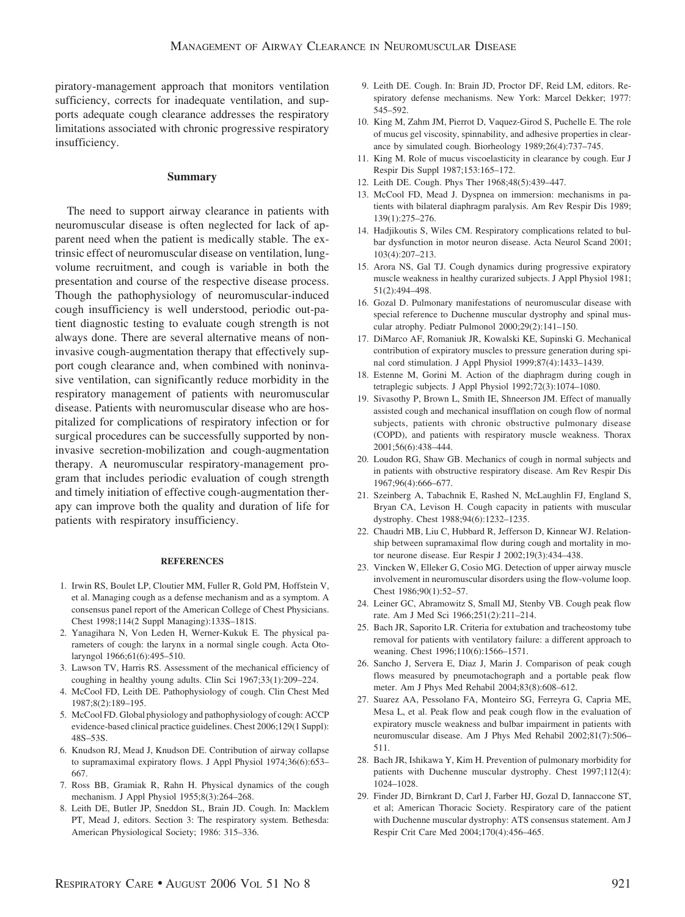piratory-management approach that monitors ventilation sufficiency, corrects for inadequate ventilation, and supports adequate cough clearance addresses the respiratory limitations associated with chronic progressive respiratory insufficiency.

## Summary

The need to support airway clearance in patients with neuromuscular disease is often neglected for lack of apparent need when the patient is medically stable. The extrinsic effect of neuromuscular disease on ventilation, lung-volume recruitment, and cough is variable in both the presentation and course of the respective disease process. Though the pathophysiology of neuromuscular-induced cough insufficiency is well understood, periodic out-patient diagnostic testing to evaluate cough strength is not always done. There are several alternative means of noninvasive cough-augmentation therapy that effectively support cough clearance and, when combined with noninvasive ventilation, can significantly reduce morbidity in the respiratory management of patients with neuromuscular disease. Patients with neuromuscular disease who are hospitalized for complications of respiratory infection or for surgical procedures can be successfully supported by noninvasive secretion-mobilization and cough-augmentation therapy. A neuromuscular respiratory-management program that includes periodic evaluation of cough strength and timely initiation of effective cough-augmentation therapy can improve both the quality and duration of life for patients with respiratory insufficiency.

### REFERENCES

1. Irwin RS, Boulet LP, Cloutier MM, Fuller R, Gold PM, Hoffstein V, et al. Managing cough as a defense mechanism and as a symptom. A consensus panel report of the American College of Chest Physicians. Chest 1998;114(2 Suppl Managing):133S–181S.
2. Yanagihara N, Von Leden H, Werner-Kukuk E. The physical parameters of cough: the larynx in a normal single cough. Acta Otolaryngol 1966;61(6):495–510.
3. Lawson TV, Harris RS. Assessment of the mechanical efficiency of coughing in healthy young adults. Clin Sci 1967;33(1):209–224.
4. McCool FD, Leith DE. Pathophysiology of cough. Clin Chest Med 1987;8(2):189–195.
5. McCool FD. Global physiology and pathophysiology of cough: ACCP evidence-based clinical practice guidelines. Chest 2006;129(1 Suppl): 48S–53S.
6. Knudson RJ, Mead J, Knudson DE. Contribution of airway collapse to supramaximal expiratory flows. J Appl Physiol 1974;36(6):653–667.
7. Ross BB, Gramiak R, Rahn H. Physical dynamics of the cough mechanism. J Appl Physiol 1955;8(3):264–268.
8. Leith DE, Butler JP, Sneddon SL, Brain JD. Cough. In: Macklem PT, Mead J, editors. Section 3: The respiratory system. Bethesda: American Physiological Society; 1986: 315–336.
9. Leith DE. Cough. In: Brain JD, Proctor DF, Reid LM, editors. Respiratory defense mechanisms. New York: Marcel Dekker; 1977: 545–592.
10. King M, Zahm JM, Pierrot D, Vaquez-Girod S, Puchelle E. The role of mucus gel viscosity, spinnability, and adhesive properties in clearance by simulated cough. Biorheology 1989;26(4):737–745.
11. King M. Role of mucus viscoelasticity in clearance by cough. Eur J Respir Dis Suppl 1987;153:165–172.
12. Leith DE. Cough. Phys Ther 1968;48(5):439–447.
13. McCool FD, Mead J. Dyspnea on immersion: mechanisms in patients with bilateral diaphragm paralysis. Am Rev Respir Dis 1989; 139(1):275–276.
14. Hadjikoutis S, Wiles CM. Respiratory complications related to bulbar dysfunction in motor neuron disease. Acta Neurol Scand 2001; 103(4):207–213.
15. Arora NS, Gal TJ. Cough dynamics during progressive expiratory muscle weakness in healthy curarized subjects. J Appl Physiol 1981; 51(2):494–498.
16. Gozal D. Pulmonary manifestations of neuromuscular disease with special reference to Duchenne muscular dystrophy and spinal muscular atrophy. Pediatr Pulmonol 2000;29(2):141–150.
17. DiMarco AF, Romaniuk JR, Kowalski KE, Supinski G. Mechanical contribution of expiratory muscles to pressure generation during spinal cord stimulation. J Appl Physiol 1999;87(4):1433–1439.
18. Estenne M, Gorini M. Action of the diaphragm during cough in tetraplegic subjects. J Appl Physiol 1992;72(3):1074–1080.
19. Sivasothy P, Brown L, Smith IE, Shneerson JM. Effect of manually assisted cough and mechanical insufflation on cough flow of normal subjects, patients with chronic obstructive pulmonary disease (COPD), and patients with respiratory muscle weakness. Thorax 2001;56(6):438–444.
20. Loudon RG, Shaw GB. Mechanics of cough in normal subjects and in patients with obstructive respiratory disease. Am Rev Respir Dis 1967;96(4):666–677.
21. Szeinberg A, Tabachnik E, Rashed N, McLaughlin FJ, England S, Bryan CA, Levison H. Cough capacity in patients with muscular dystrophy. Chest 1988;94(6):1232–1235.
22. Chaudri MB, Liu C, Hubbard R, Jefferson D, Kinnear WJ. Relationship between supramaximal flow during cough and mortality in motor neurone disease. Eur Respir J 2002;19(3):434–438.
23. Vincken W, Elleker G, Cosio MG. Detection of upper airway muscle involvement in neuromuscular disorders using the flow-volume loop. Chest 1986;90(1):52–57.
24. Leiner GC, Abramowitz S, Small MJ, Stenby VB. Cough peak flow rate. Am J Med Sci 1966;251(2):211–214.
25. Bach JR, Saporito LR. Criteria for extubation and tracheostomy tube removal for patients with ventilatory failure: a different approach to weaning. Chest 1996;110(6):1566–1571.
26. Sancho J, Servera E, Diaz J, Marin J. Comparison of peak cough flows measured by pneumotachograph and a portable peak flow meter. Am J Phys Med Rehabil 2004;83(8):608–612.
27. Suarez AA, Pessolano FA, Monteiro SG, Ferreyra G, Capria ME, Mesa L, et al. Peak flow and peak cough flow in the evaluation of expiratory muscle weakness and bulbar impairment in patients with neuromuscular disease. Am J Phys Med Rehabil 2002;81(7):506–511.
28. Bach JR, Ishikawa Y, Kim H. Prevention of pulmonary morbidity for patients with Duchenne muscular dystrophy. Chest 1997;112(4): 1024–1028.
29. Finder JD, Birnkrant D, Carl J, Farber HJ, Gozal D, Iannaccone ST, et al; American Thoracic Society. Respiratory care of the patient with Duchenne muscular dystrophy: ATS consensus statement. Am J Respir Crit Care Med 2004;170(4):456–465.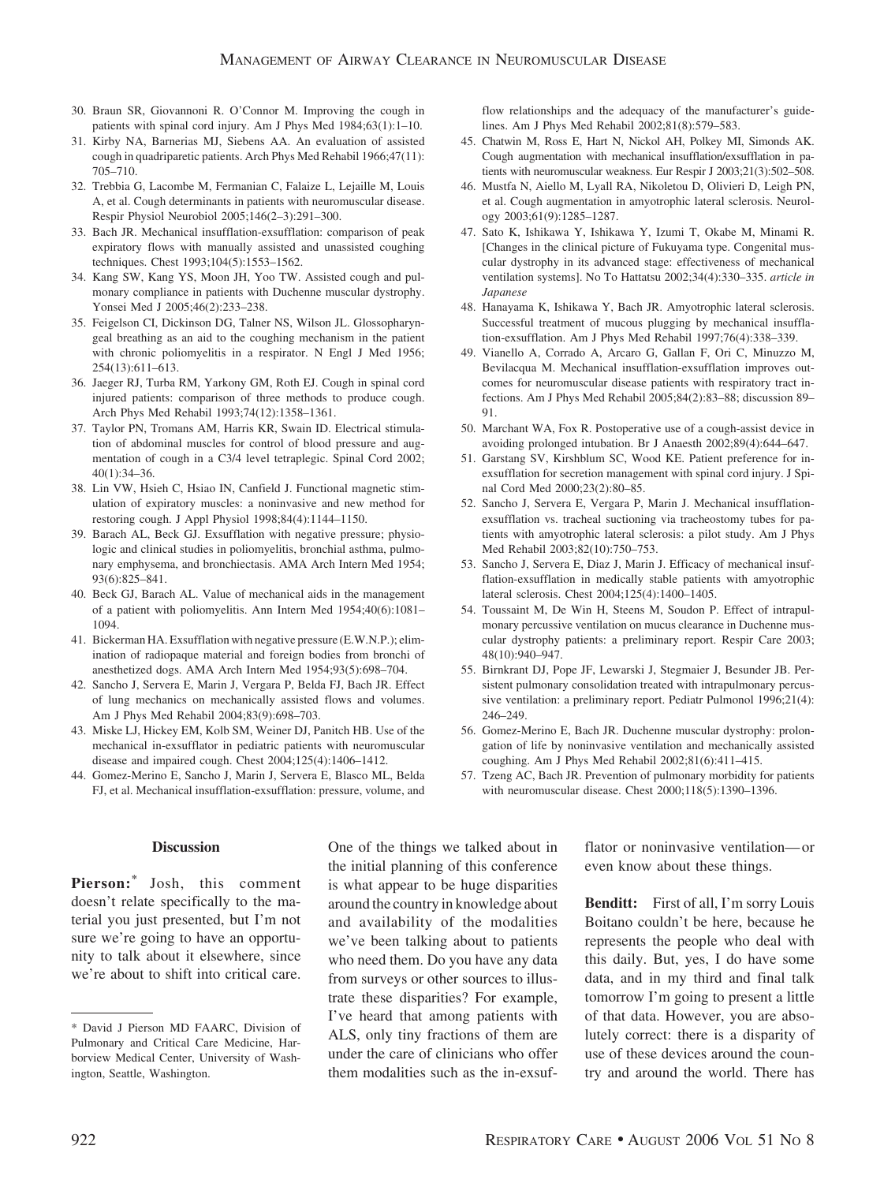30. Braun SR, Giovannoni R. O'Connor M. Improving the cough in patients with spinal cord injury. Am J Phys Med 1984;63(1):1–10.
31. Kirby NA, Barnerias MJ, Siebens AA. An evaluation of assisted cough in quadriparetic patients. Arch Phys Med Rehabil 1966;47(11): 705–710.
32. Trebbia G, Lacombe M, Fermanian C, Falaize L, Lejaille M, Louis A, et al. Cough determinants in patients with neuromuscular disease. Respir Physiol Neurobiol 2005;146(2–3):291–300.
33. Bach JR. Mechanical insufflation-exsufflation: comparison of peak expiratory flows with manually assisted and unassisted coughing techniques. Chest 1993;104(5):1553–1562.
34. Kang SW, Kang YS, Moon JH, Yoo TW. Assisted cough and pulmonary compliance in patients with Duchenne muscular dystrophy. Yonsei Med J 2005;46(2):233–238.
35. Feigelson CI, Dickinson DG, Talner NS, Wilson JL. Glossopharyngeal breathing as an aid to the coughing mechanism in the patient with chronic poliomyelitis in a respirator. N Engl J Med 1956; 254(13):611–613.
36. Jaeger RJ, Turba RM, Yarkony GM, Roth EJ. Cough in spinal cord injured patients: comparison of three methods to produce cough. Arch Phys Med Rehabil 1993;74(12):1358–1361.
37. Taylor PN, Tromans AM, Harris KR, Swain ID. Electrical stimulation of abdominal muscles for control of blood pressure and augmentation of cough in a C3/4 level tetraplegic. Spinal Cord 2002; 40(1):34–36.
38. Lin VW, Hsieh C, Hsiao IN, Canfield J. Functional magnetic stimulation of expiratory muscles: a noninvasive and new method for restoring cough. J Appl Physiol 1998;84(4):1144–1150.
39. Barach AL, Beck GJ. Exsufflation with negative pressure; physiologic and clinical studies in poliomyelitis, bronchial asthma, pulmonary emphysema, and bronchiectasis. AMA Arch Intern Med 1954; 93(6):825–841.
40. Beck GJ, Barach AL. Value of mechanical aids in the management of a patient with poliomyelitis. Ann Intern Med 1954;40(6):1081–1094.
41. Bickerman HA. Exsufflation with negative pressure (E.W.N.P.); elimination of radiopaque material and foreign bodies from bronchi of anesthetized dogs. AMA Arch Intern Med 1954;93(5):698–704.
42. Sancho J, Servera E, Marin J, Vergara P, Belda FJ, Bach JR. Effect of lung mechanics on mechanically assisted flows and volumes. Am J Phys Med Rehabil 2004;83(9):698–703.
43. Miske LJ, Hickey EM, Kolb SM, Weiner DJ, Panitch HB. Use of the mechanical in-exsufflator in pediatric patients with neuromuscular disease and impaired cough. Chest 2004;125(4):1406–1412.
44. Gomez-Merino E, Sancho J, Marin J, Servera E, Blasco ML, Belda FJ, et al. Mechanical insufflation-exsufflation: pressure, volume, and flow relationships and the adequacy of the manufacturer's guidelines. Am J Phys Med Rehabil 2002;81(8):579–583.
45. Chatwin M, Ross E, Hart N, Nickol AH, Polkey MI, Simonds AK. Cough augmentation with mechanical insufflation/exsufflation in patients with neuromuscular weakness. Eur Respir J 2003;21(3):502–508.
46. Mustfa N, Aiello M, Lyall RA, Nikoletou D, Olivieri D, Leigh PN, et al. Cough augmentation in amyotrophic lateral sclerosis. Neurology 2003;61(9):1285–1287.
47. Sato K, Ishikawa Y, Ishikawa Y, Izumi T, Okabe M, Minami R. [Changes in the clinical picture of Fukuyama type. Congenital muscular dystrophy in its advanced stage: effectiveness of mechanical ventilation systems]. No To Hattatsu 2002;34(4):330–335. *article in Japanese*
48. Hanayama K, Ishikawa Y, Bach JR. Amyotrophic lateral sclerosis. Successful treatment of mucous plugging by mechanical insufflation-exsufflation. Am J Phys Med Rehabil 1997;76(4):338–339.
49. Vianello A, Corrado A, Arcaro G, Gallan F, Ori C, Minuzzo M, Bevilacqua M. Mechanical insufflation-exsufflation improves outcomes for neuromuscular disease patients with respiratory tract infections. Am J Phys Med Rehabil 2005;84(2):83–88; discussion 89–91.
50. Marchant WA, Fox R. Postoperative use of a cough-assist device in avoiding prolonged intubation. Br J Anaesth 2002;89(4):644–647.
51. Garstang SV, Kirshblum SC, Wood KE. Patient preference for in-exsufflation for secretion management with spinal cord injury. J Spinal Cord Med 2000;23(2):80–85.
52. Sancho J, Servera E, Vergara P, Marin J. Mechanical insufflation-exsufflation vs. tracheal suctioning via tracheostomy tubes for patients with amyotrophic lateral sclerosis: a pilot study. Am J Phys Med Rehabil 2003;82(10):750–753.
53. Sancho J, Servera E, Diaz J, Marin J. Efficacy of mechanical insufflation-exsufflation in medically stable patients with amyotrophic lateral sclerosis. Chest 2004;125(4):1400–1405.
54. Toussaint M, De Win H, Steens M, Soudon P. Effect of intrapulmonary percussive ventilation on mucus clearance in Duchenne muscular dystrophy patients: a preliminary report. Respir Care 2003; 48(10):940–947.
55. Birnkrant DJ, Pope JF, Lewarski J, Stegmaier J, Besunder JB. Persistent pulmonary consolidation treated with intrapulmonary percussive ventilation: a preliminary report. Pediatr Pulmonol 1996;21(4): 246–249.
56. Gomez-Merino E, Bach JR. Duchenne muscular dystrophy: prolongation of life by noninvasive ventilation and mechanically assisted coughing. Am J Phys Med Rehabil 2002;81(6):411–415.
57. Tzeng AC, Bach JR. Prevention of pulmonary morbidity for patients with neuromuscular disease. Chest 2000;118(5):1390–1396.

## Discussion

**Pierson:**[*] Josh, this comment doesn't relate specifically to the material you just presented, but I'm not sure we're going to have an opportunity to talk about it elsewhere, since we're about to shift into critical care. One of the things we talked about in the initial planning of this conference is what appear to be huge disparities around the country in knowledge about and availability of the modalities we've been talking about to patients who need them. Do you have any data from surveys or other sources to illustrate these disparities? For example, I've heard that among patients with ALS, only tiny fractions of them are under the care of clinicians who offer them modalities such as the in-exsufflator or noninvasive ventilation—or even know about these things.

**Benditt:** First of all, I'm sorry Louis Boitano couldn't be here, because he represents the people who deal with this daily. But, yes, I do have some data, and in my third and final talk tomorrow I'm going to present a little of that data. However, you are absolutely correct: there is a disparity of use of these devices around the country and around the world. There has

[*] David J Pierson MD FAARC, Division of Pulmonary and Critical Care Medicine, Harborview Medical Center, University of Washington, Seattle, Washington.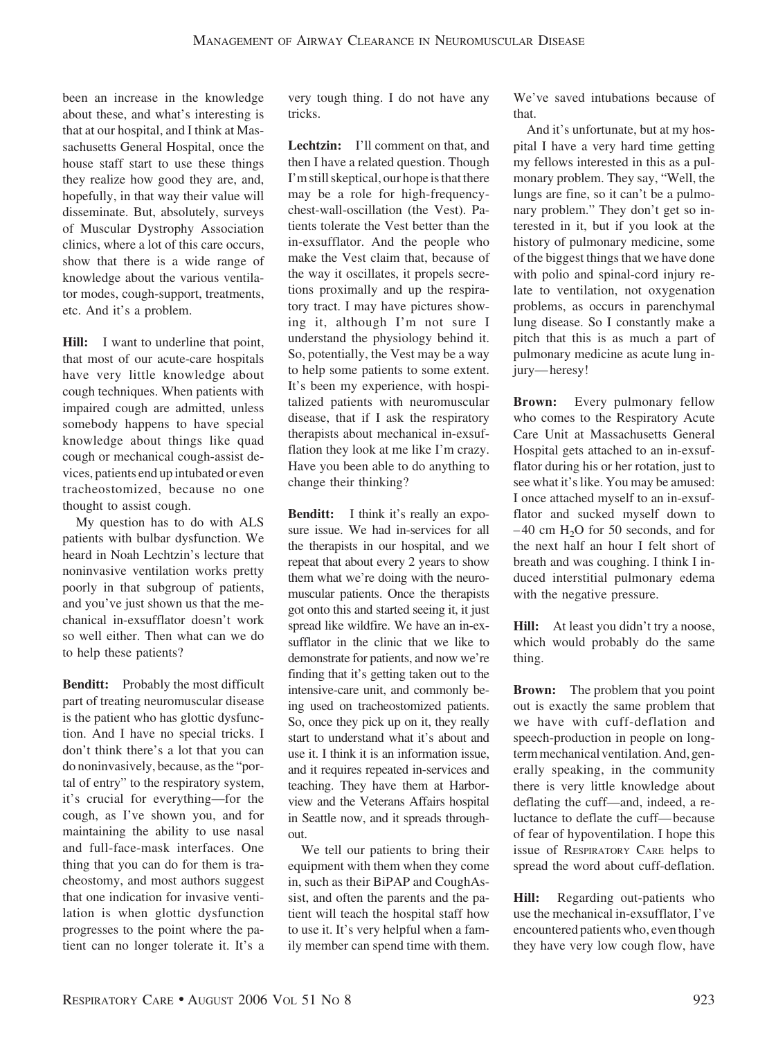been an increase in the knowledge about these, and what's interesting is that at our hospital, and I think at Massachusetts General Hospital, once the house staff start to use these things they realize how good they are, and, hopefully, in that way their value will disseminate. But, absolutely, surveys of Muscular Dystrophy Association clinics, where a lot of this care occurs, show that there is a wide range of knowledge about the various ventilator modes, cough-support, treatments, etc. And it's a problem.

**Hill:** I want to underline that point, that most of our acute-care hospitals have very little knowledge about cough techniques. When patients with impaired cough are admitted, unless somebody happens to have special knowledge about things like quad cough or mechanical cough-assist devices, patients end up intubated or even tracheostomized, because no one thought to assist cough.

My question has to do with ALS patients with bulbar dysfunction. We heard in Noah Lechtzin's lecture that noninvasive ventilation works pretty poorly in that subgroup of patients, and you've just shown us that the mechanical in-exsufflator doesn't work so well either. Then what can we do to help these patients?

**Benditt:** Probably the most difficult part of treating neuromuscular disease is the patient who has glottic dysfunction. And I have no special tricks. I don't think there's a lot that you can do noninvasively, because, as the "portal of entry" to the respiratory system, it's crucial for everything—for the cough, as I've shown you, and for maintaining the ability to use nasal and full-face-mask interfaces. One thing that you can do for them is tracheostomy, and most authors suggest that one indication for invasive ventilation is when glottic dysfunction progresses to the point where the patient can no longer tolerate it. It's a very tough thing. I do not have any tricks.

**Lechtzin:** I'll comment on that, and then I have a related question. Though I'm still skeptical, our hope is that there may be a role for high-frequency-chest-wall-oscillation (the Vest). Patients tolerate the Vest better than the in-exsufflator. And the people who make the Vest claim that, because of the way it oscillates, it propels secretions proximally and up the respiratory tract. I may have pictures showing it, although I'm not sure I understand the physiology behind it. So, potentially, the Vest may be a way to help some patients to some extent. It's been my experience, with hospitalized patients with neuromuscular disease, that if I ask the respiratory therapists about mechanical in-exsufflation they look at me like I'm crazy. Have you been able to do anything to change their thinking?

**Benditt:** I think it's really an exposure issue. We had in-services for all the therapists in our hospital, and we repeat that about every 2 years to show them what we're doing with the neuromuscular patients. Once the therapists got onto this and started seeing it, it just spread like wildfire. We have an in-exsufflator in the clinic that we like to demonstrate for patients, and now we're finding that it's getting taken out to the intensive-care unit, and commonly being used on tracheostomized patients. So, once they pick up on it, they really start to understand what it's about and use it. I think it is an information issue, and it requires repeated in-services and teaching. They have them at Harborview and the Veterans Affairs hospital in Seattle now, and it spreads throughout.

We tell our patients to bring their equipment with them when they come in, such as their BiPAP and CoughAssist, and often the parents and the patient will teach the hospital staff how to use it. It's very helpful when a family member can spend time with them. We've saved intubations because of that.

And it's unfortunate, but at my hospital I have a very hard time getting my fellows interested in this as a pulmonary problem. They say, "Well, the lungs are fine, so it can't be a pulmonary problem." They don't get so interested in it, but if you look at the history of pulmonary medicine, some of the biggest things that we have done with polio and spinal-cord injury relate to ventilation, not oxygenation problems, as occurs in parenchymal lung disease. So I constantly make a pitch that this is as much a part of pulmonary medicine as acute lung injury—heresy!

**Brown:** Every pulmonary fellow who comes to the Respiratory Acute Care Unit at Massachusetts General Hospital gets attached to an in-exsufflator during his or her rotation, just to see what it's like. You may be amused: I once attached myself to an in-exsufflator and sucked myself down to $-40$ cm $H_2O$ for 50 seconds, and for the next half an hour I felt short of breath and was coughing. I think I induced interstitial pulmonary edema with the negative pressure.

**Hill:** At least you didn't try a noose, which would probably do the same thing.

**Brown:** The problem that you point out is exactly the same problem that we have with cuff-deflation and speech-production in people on long-term mechanical ventilation. And, generally speaking, in the community there is very little knowledge about deflating the cuff—and, indeed, a reluctance to deflate the cuff—because of fear of hypoventilation. I hope this issue of Respiratory Care helps to spread the word about cuff-deflation.

**Hill:** Regarding out-patients who use the mechanical in-exsufflator, I've encountered patients who, even though they have very low cough flow, have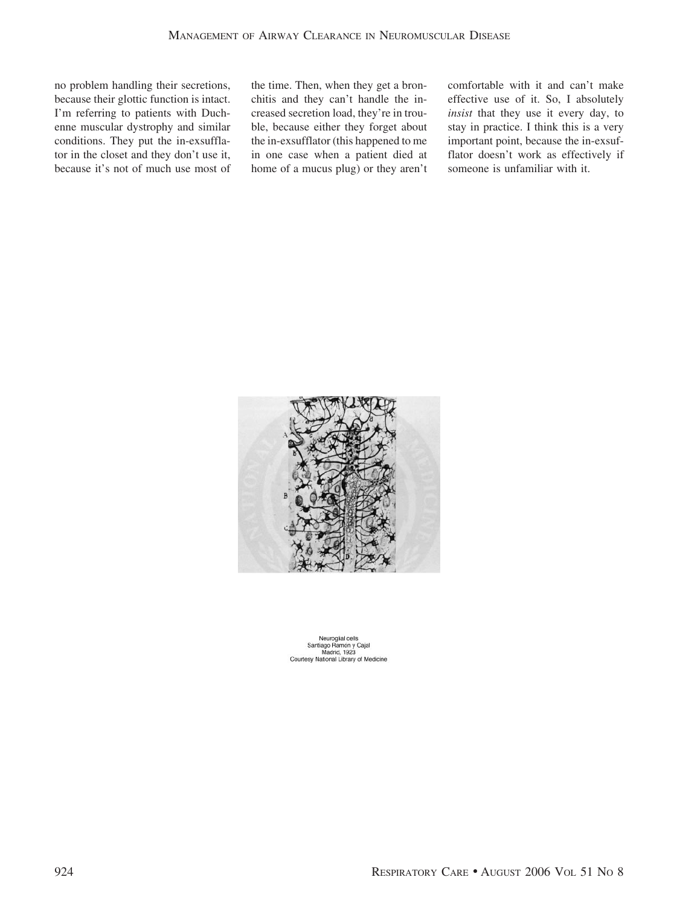no problem handling their secretions, because their glottic function is intact. I'm referring to patients with Duchenne muscular dystrophy and similar conditions. They put the in-exsufflator in the closet and they don't use it, because it's not of much use most of the time. Then, when they get a bronchitis and they can't handle the increased secretion load, they're in trouble, because either they forget about the in-exsufflator (this happened to me in one case when a patient died at home of a mucus plug) or they aren't comfortable with it and can't make effective use of it. So, I absolutely *insist* that they use it every day, to stay in practice. I think this is a very important point, because the in-exsufflator doesn't work as effectively if someone is unfamiliar with it.

Neuroglial cells
Santiago Ramón y Cajal
Madrid, 1923
Courtesy National Library of Medicine